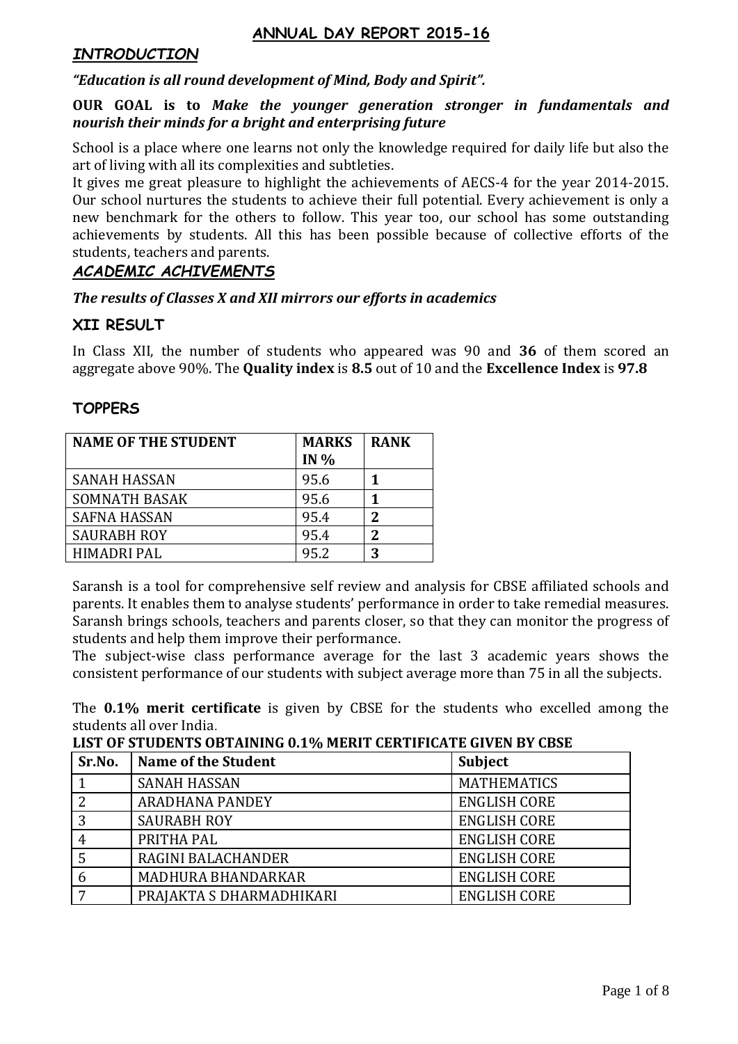# ANNUAL DAY REPORT 2015-16

## *INTRODUCTION*

***"Education is all round development of Mind, Body and Spirit".***

**OUR GOAL is to *Make the younger generation stronger in fundamentals and nourish their minds for a bright and enterprising future***

School is a place where one learns not only the knowledge required for daily life but also the art of living with all its complexities and subtleties.

It gives me great pleasure to highlight the achievements of AECS-4 for the year 2014-2015. Our school nurtures the students to achieve their full potential. Every achievement is only a new benchmark for the others to follow. This year too, our school has some outstanding achievements by students. All this has been possible because of collective efforts of the students, teachers and parents.

## *ACADEMIC ACHIVEMENTS*

***The results of Classes X and XII mirrors our efforts in academics***

### XII RESULT

In Class XII, the number of students who appeared was 90 and **36** of them scored an aggregate above 90%. The **Quality index** is **8.5** out of 10 and the **Excellence Index** is **97.8**

### TOPPERS

| NAME OF THE STUDENT | MARKS IN % | RANK |
|---|---|---|
| SANAH HASSAN | 95.6 | **1** |
| SOMNATH BASAK | 95.6 | **1** |
| SAFNA HASSAN | 95.4 | **2** |
| SAURABH ROY | 95.4 | **2** |
| HIMADRI PAL | 95.2 | **3** |

Saransh is a tool for comprehensive self review and analysis for CBSE affiliated schools and parents. It enables them to analyse students' performance in order to take remedial measures. Saransh brings schools, teachers and parents closer, so that they can monitor the progress of students and help them improve their performance.

The subject-wise class performance average for the last 3 academic years shows the consistent performance of our students with subject average more than 75 in all the subjects.

The **0.1% merit certificate** is given by CBSE for the students who excelled among the students all over India.

**LIST OF STUDENTS OBTAINING 0.1% MERIT CERTIFICATE GIVEN BY CBSE**

| Sr.No. | Name of the Student | Subject |
|---|---|---|
| 1 | SANAH HASSAN | MATHEMATICS |
| 2 | ARADHANA PANDEY | ENGLISH CORE |
| 3 | SAURABH ROY | ENGLISH CORE |
| 4 | PRITHA PAL | ENGLISH CORE |
| 5 | RAGINI BALACHANDER | ENGLISH CORE |
| 6 | MADHURA BHANDARKAR | ENGLISH CORE |
| 7 | PRAJAKTA S DHARMADHIKARI | ENGLISH CORE |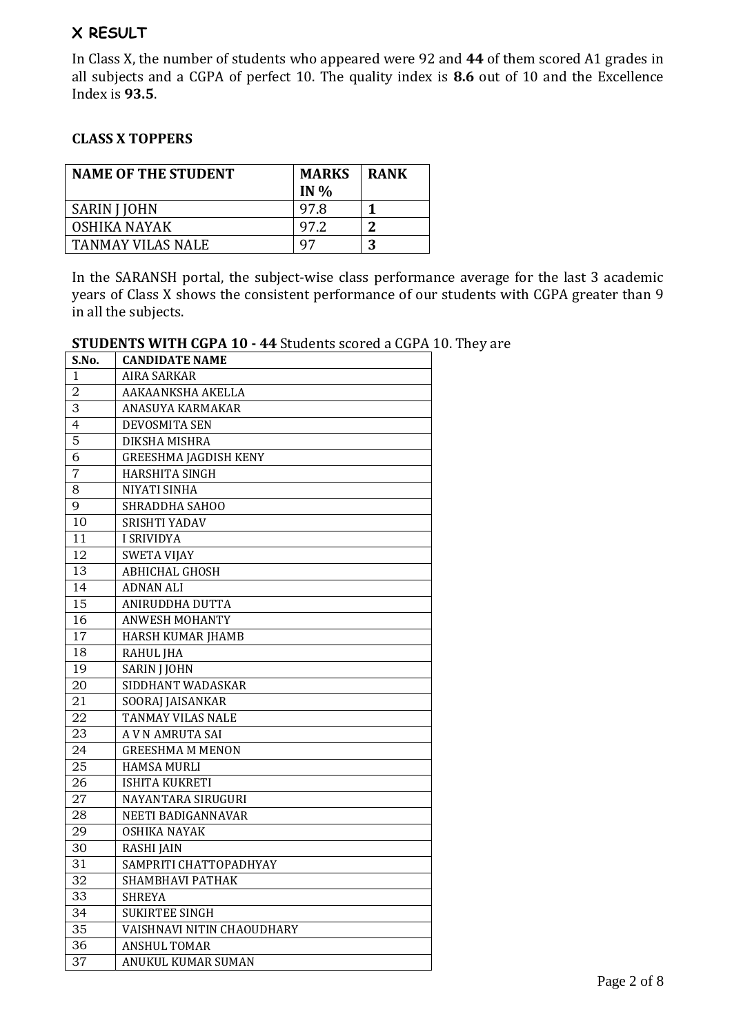## X RESULT

In Class X, the number of students who appeared were 92 and **44** of them scored A1 grades in all subjects and a CGPA of perfect 10. The quality index is **8.6** out of 10 and the Excellence Index is **93.5**.

### CLASS X TOPPERS

| NAME OF THE STUDENT | MARKS IN % | RANK |
|---|---|---|
| SARIN J JOHN | 97.8 | **1** |
| OSHIKA NAYAK | 97.2 | **2** |
| TANMAY VILAS NALE | 97 | **3** |

In the SARANSH portal, the subject-wise class performance average for the last 3 academic years of Class X shows the consistent performance of our students with CGPA greater than 9 in all the subjects.

**STUDENTS WITH CGPA 10 - 44** Students scored a CGPA 10. They are

| S.No. | CANDIDATE NAME |
|---|---|
| 1 | AIRA SARKAR |
| 2 | AAKAANKSHA AKELLA |
| 3 | ANASUYA KARMAKAR |
| 4 | DEVOSMITA SEN |
| 5 | DIKSHA MISHRA |
| 6 | GREESHMA JAGDISH KENY |
| 7 | HARSHITA SINGH |
| 8 | NIYATI SINHA |
| 9 | SHRADDHA SAHOO |
| 10 | SRISHTI YADAV |
| 11 | I SRIVIDYA |
| 12 | SWETA VIJAY |
| 13 | ABHICHAL GHOSH |
| 14 | ADNAN ALI |
| 15 | ANIRUDDHA DUTTA |
| 16 | ANWESH MOHANTY |
| 17 | HARSH KUMAR JHAMB |
| 18 | RAHUL JHA |
| 19 | SARIN J JOHN |
| 20 | SIDDHANT WADASKAR |
| 21 | SOORAJ JAISANKAR |
| 22 | TANMAY VILAS NALE |
| 23 | A V N AMRUTA SAI |
| 24 | GREESHMA M MENON |
| 25 | HAMSA MURLI |
| 26 | ISHITA KUKRETI |
| 27 | NAYANTARA SIRUGURI |
| 28 | NEETI BADIGANNAVAR |
| 29 | OSHIKA NAYAK |
| 30 | RASHI JAIN |
| 31 | SAMPRITI CHATTOPADHYAY |
| 32 | SHAMBHAVI PATHAK |
| 33 | SHREYA |
| 34 | SUKIRTEE SINGH |
| 35 | VAISHNAVI NITIN CHAOUDHARY |
| 36 | ANSHUL TOMAR |
| 37 | ANUKUL KUMAR SUMAN |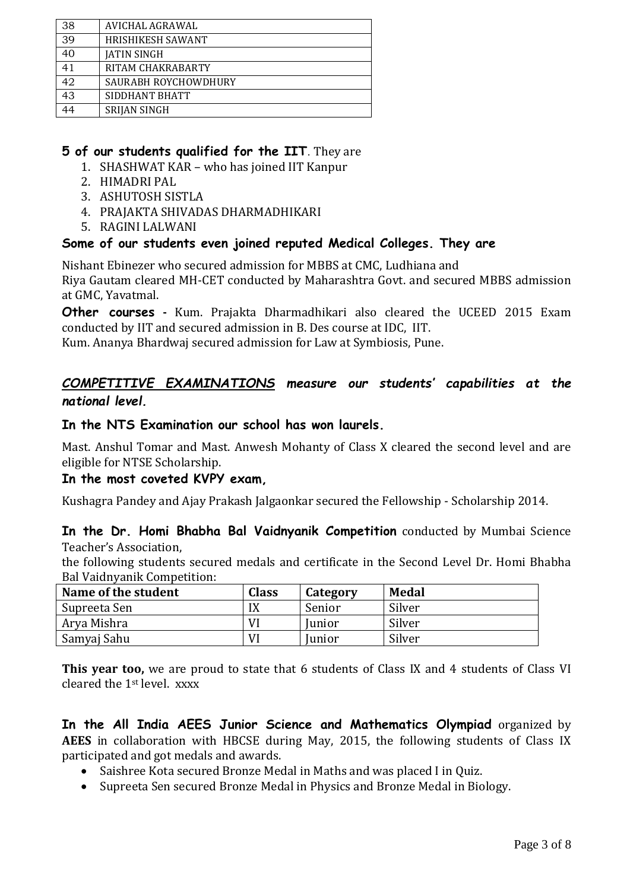| 38 | AVICHAL AGRAWAL |
|---|---|
| 39 | HRISHIKESH SAWANT |
| 40 | JATIN SINGH |
| 41 | RITAM CHAKRABARTY |
| 42 | SAURABH ROYCHOWDHURY |
| 43 | SIDDHANT BHATT |
| 44 | SRIJAN SINGH |

**5 of our students qualified for the IIT**. They are

1. SHASHWAT KAR – who has joined IIT Kanpur
2. HIMADRI PAL
3. ASHUTOSH SISTLA
4. PRAJAKTA SHIVADAS DHARMADHIKARI
5. RAGINI LALWANI

**Some of our students even joined reputed Medical Colleges. They are**

Nishant Ebinezer who secured admission for MBBS at CMC, Ludhiana and
Riya Gautam cleared MH-CET conducted by Maharashtra Govt. and secured MBBS admission at GMC, Yavatmal.

**Other courses -** Kum. Prajakta Dharmadhikari also cleared the UCEED 2015 Exam conducted by IIT and secured admission in B. Des course at IDC, IIT.
Kum. Ananya Bhardwaj secured admission for Law at Symbiosis, Pune.

***COMPETITIVE EXAMINATIONS* measure our students' capabilities at the national level.**

**In the NTS Examination our school has won laurels.**

Mast. Anshul Tomar and Mast. Anwesh Mohanty of Class X cleared the second level and are eligible for NTSE Scholarship.

**In the most coveted KVPY exam,**

Kushagra Pandey and Ajay Prakash Jalgaonkar secured the Fellowship - Scholarship 2014.

**In the Dr. Homi Bhabha Bal Vaidnyanik Competition** conducted by Mumbai Science Teacher's Association,

the following students secured medals and certificate in the Second Level Dr. Homi Bhabha Bal Vaidnyanik Competition:

| Name of the student | Class | Category | Medal |
|---|---|---|---|
| Supreeta Sen | IX | Senior | Silver |
| Arya Mishra | VI | Junior | Silver |
| Samyaj Sahu | VI | Junior | Silver |

**This year too,** we are proud to state that 6 students of Class IX and 4 students of Class VI cleared the 1st level. xxxx

**In the All India AEES Junior Science and Mathematics Olympiad** organized by **AEES** in collaboration with HBCSE during May, 2015, the following students of Class IX participated and got medals and awards.

- Saishree Kota secured Bronze Medal in Maths and was placed I in Quiz.
- Supreeta Sen secured Bronze Medal in Physics and Bronze Medal in Biology.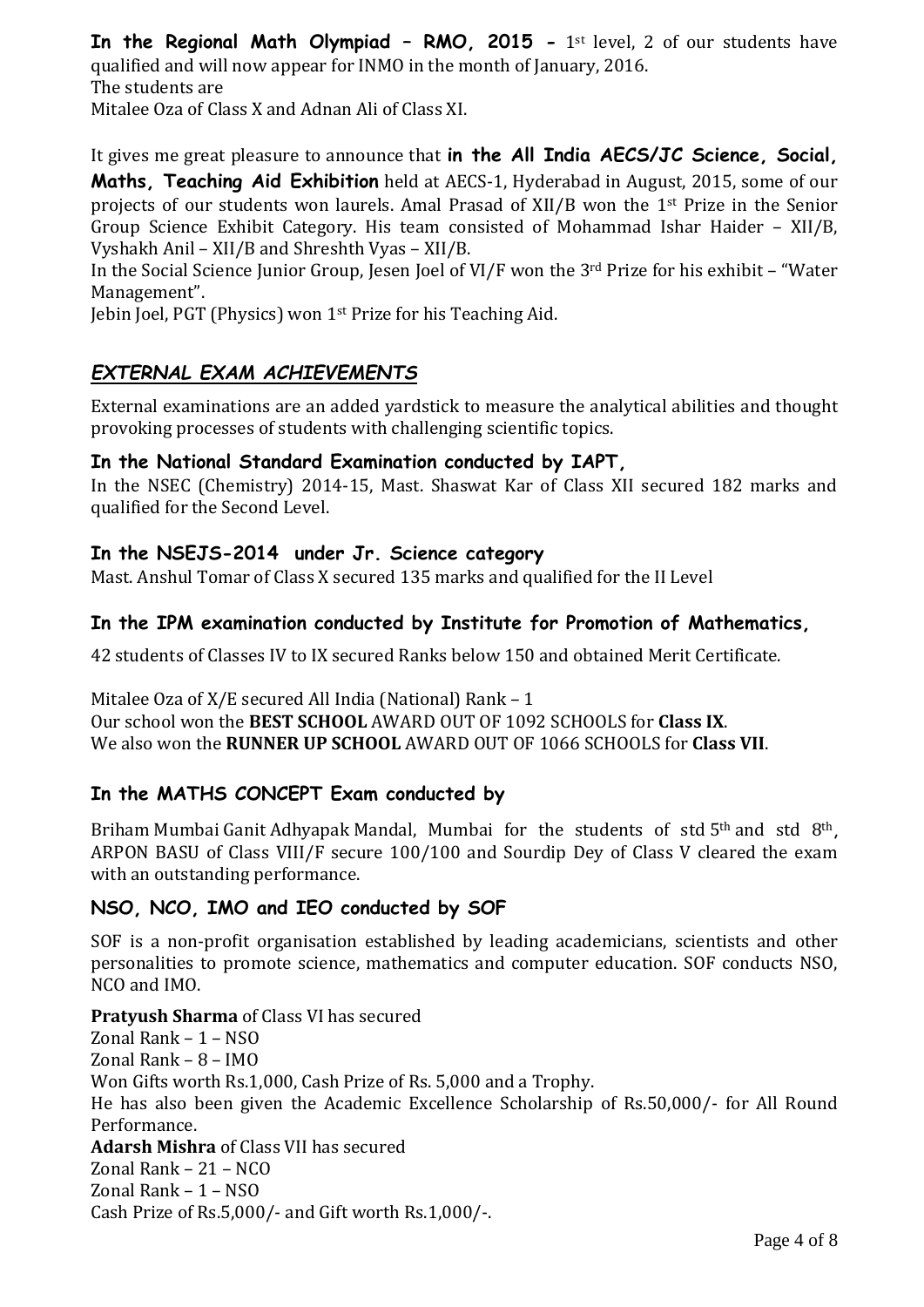**In the Regional Math Olympiad – RMO, 2015 -** 1st level, 2 of our students have qualified and will now appear for INMO in the month of January, 2016.
The students are
Mitalee Oza of Class X and Adnan Ali of Class XI.

It gives me great pleasure to announce that **in the All India AECS/JC Science, Social, Maths, Teaching Aid Exhibition** held at AECS-1, Hyderabad in August, 2015, some of our projects of our students won laurels. Amal Prasad of XII/B won the 1st Prize in the Senior Group Science Exhibit Category. His team consisted of Mohammad Ishar Haider – XII/B, Vyshakh Anil – XII/B and Shreshth Vyas – XII/B.
In the Social Science Junior Group, Jesen Joel of VI/F won the 3rd Prize for his exhibit – "Water Management".
Jebin Joel, PGT (Physics) won 1st Prize for his Teaching Aid.

## *EXTERNAL EXAM ACHIEVEMENTS*

External examinations are an added yardstick to measure the analytical abilities and thought provoking processes of students with challenging scientific topics.

### In the National Standard Examination conducted by IAPT,

In the NSEC (Chemistry) 2014-15, Mast. Shaswat Kar of Class XII secured 182 marks and qualified for the Second Level.

### In the NSEJS-2014 under Jr. Science category

Mast. Anshul Tomar of Class X secured 135 marks and qualified for the II Level

### In the IPM examination conducted by Institute for Promotion of Mathematics,

42 students of Classes IV to IX secured Ranks below 150 and obtained Merit Certificate.

Mitalee Oza of X/E secured All India (National) Rank – 1
Our school won the **BEST SCHOOL** AWARD OUT OF 1092 SCHOOLS for **Class IX**.
We also won the **RUNNER UP SCHOOL** AWARD OUT OF 1066 SCHOOLS for **Class VII**.

### In the MATHS CONCEPT Exam conducted by

Briham Mumbai Ganit Adhyapak Mandal, Mumbai for the students of std 5th and std 8th, ARPON BASU of Class VIII/F secure 100/100 and Sourdip Dey of Class V cleared the exam with an outstanding performance.

### NSO, NCO, IMO and IEO conducted by SOF

SOF is a non-profit organisation established by leading academicians, scientists and other personalities to promote science, mathematics and computer education. SOF conducts NSO, NCO and IMO.

**Pratyush Sharma** of Class VI has secured
Zonal Rank – 1 – NSO
Zonal Rank – 8 – IMO
Won Gifts worth Rs.1,000, Cash Prize of Rs. 5,000 and a Trophy.
He has also been given the Academic Excellence Scholarship of Rs.50,000/- for All Round Performance.
**Adarsh Mishra** of Class VII has secured
Zonal Rank – 21 – NCO
Zonal Rank – 1 – NSO
Cash Prize of Rs.5,000/- and Gift worth Rs.1,000/-.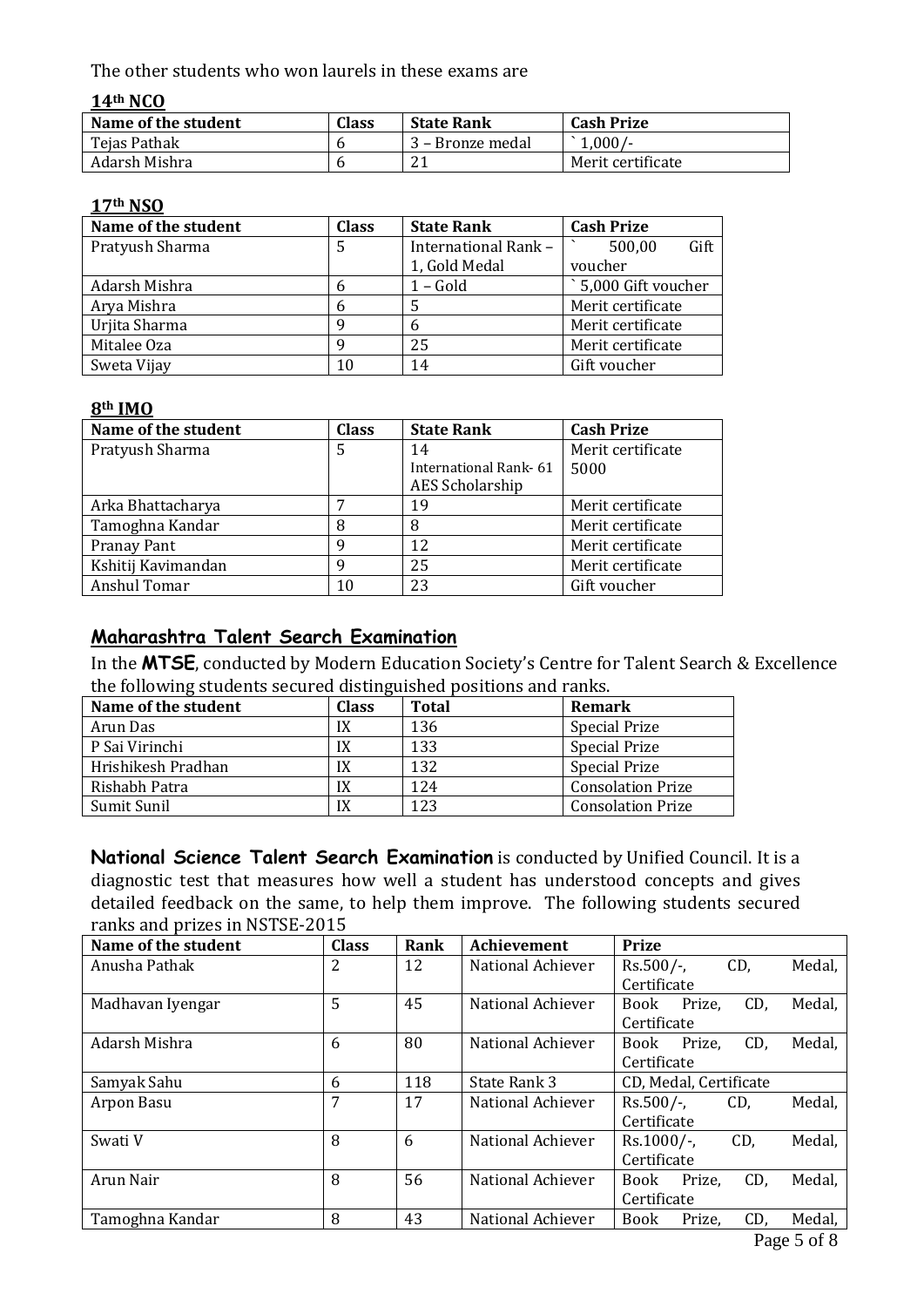The other students who won laurels in these exams are

**14th NCO**

| Name of the student | Class | State Rank | Cash Prize |
|---|---|---|---|
| Tejas Pathak | 6 | 3 – Bronze medal | ` 1,000/- |
| Adarsh Mishra | 6 | 21 | Merit certificate |

**17th NSO**

| Name of the student | Class | State Rank | Cash Prize |
|---|---|---|---|
| Pratyush Sharma | 5 | International Rank – 1, Gold Medal | ` 500,00 Gift voucher |
| Adarsh Mishra | 6 | 1 – Gold | ` 5,000 Gift voucher |
| Arya Mishra | 6 | 5 | Merit certificate |
| Urjita Sharma | 9 | 6 | Merit certificate |
| Mitalee Oza | 9 | 25 | Merit certificate |
| Sweta Vijay | 10 | 14 | Gift voucher |

**8th IMO**

| Name of the student | Class | State Rank | Cash Prize |
|---|---|---|---|
| Pratyush Sharma | 5 | 14<br>International Rank- 61<br>AES Scholarship | Merit certificate<br>5000 |
| Arka Bhattacharya | 7 | 19 | Merit certificate |
| Tamoghna Kandar | 8 | 8 | Merit certificate |
| Pranay Pant | 9 | 12 | Merit certificate |
| Kshitij Kavimandan | 9 | 25 | Merit certificate |
| Anshul Tomar | 10 | 23 | Gift voucher |

## Maharashtra Talent Search Examination

In the **MTSE**, conducted by Modern Education Society's Centre for Talent Search & Excellence the following students secured distinguished positions and ranks.

| Name of the student | Class | Total | Remark |
|---|---|---|---|
| Arun Das | IX | 136 | Special Prize |
| P Sai Virinchi | IX | 133 | Special Prize |
| Hrishikesh Pradhan | IX | 132 | Special Prize |
| Rishabh Patra | IX | 124 | Consolation Prize |
| Sumit Sunil | IX | 123 | Consolation Prize |

**National Science Talent Search Examination** is conducted by Unified Council. It is a diagnostic test that measures how well a student has understood concepts and gives detailed feedback on the same, to help them improve. The following students secured ranks and prizes in NSTSE-2015

| Name of the student | Class | Rank | Achievement | Prize |
|---|---|---|---|---|
| Anusha Pathak | 2 | 12 | National Achiever | Rs.500/-, CD, Medal, Certificate |
| Madhavan Iyengar | 5 | 45 | National Achiever | Book Prize, CD, Medal, Certificate |
| Adarsh Mishra | 6 | 80 | National Achiever | Book Prize, CD, Medal, Certificate |
| Samyak Sahu | 6 | 118 | State Rank 3 | CD, Medal, Certificate |
| Arpon Basu | 7 | 17 | National Achiever | Rs.500/-, CD, Medal, Certificate |
| Swati V | 8 | 6 | National Achiever | Rs.1000/-, CD, Medal, Certificate |
| Arun Nair | 8 | 56 | National Achiever | Book Prize, CD, Medal, Certificate |
| Tamoghna Kandar | 8 | 43 | National Achiever | Book Prize, CD, Medal, |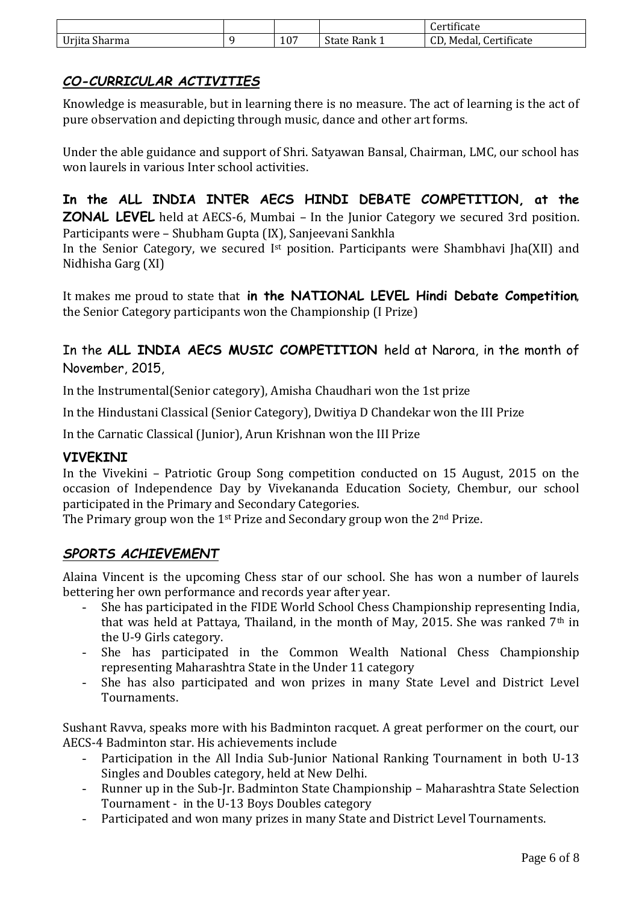|  |  |  |  | Certificate |
| --- | --- | --- | --- | --- |
| Urjita Sharma | 9 | 107 | State Rank 1 | CD, Medal, Certificate |

## *CO-CURRICULAR ACTIVITIES*

Knowledge is measurable, but in learning there is no measure. The act of learning is the act of pure observation and depicting through music, dance and other art forms.

Under the able guidance and support of Shri. Satyawan Bansal, Chairman, LMC, our school has won laurels in various Inter school activities.

**In the ALL INDIA INTER AECS HINDI DEBATE COMPETITION, at the ZONAL LEVEL** held at AECS-6, Mumbai – In the Junior Category we secured 3rd position. Participants were – Shubham Gupta (IX), Sanjeevani Sankhla
In the Senior Category, we secured I[st] position. Participants were Shambhavi Jha(XII) and Nidhisha Garg (XI)

It makes me proud to state that **in the NATIONAL LEVEL Hindi Debate Competition**, the Senior Category participants won the Championship (I Prize)

In the **ALL INDIA AECS MUSIC COMPETITION** held at Narora, in the month of November, 2015,

In the Instrumental(Senior category), Amisha Chaudhari won the 1st prize

In the Hindustani Classical (Senior Category), Dwitiya D Chandekar won the III Prize

In the Carnatic Classical (Junior), Arun Krishnan won the III Prize

### VIVEKINI

In the Vivekini – Patriotic Group Song competition conducted on 15 August, 2015 on the occasion of Independence Day by Vivekananda Education Society, Chembur, our school participated in the Primary and Secondary Categories.
The Primary group won the 1[st] Prize and Secondary group won the 2[nd] Prize.

## *SPORTS ACHIEVEMENT*

Alaina Vincent is the upcoming Chess star of our school. She has won a number of laurels bettering her own performance and records year after year.

- She has participated in the FIDE World School Chess Championship representing India, that was held at Pattaya, Thailand, in the month of May, 2015. She was ranked 7[th] in the U-9 Girls category.
- She has participated in the Common Wealth National Chess Championship representing Maharashtra State in the Under 11 category
- She has also participated and won prizes in many State Level and District Level Tournaments.

Sushant Ravva, speaks more with his Badminton racquet. A great performer on the court, our AECS-4 Badminton star. His achievements include

- Participation in the All India Sub-Junior National Ranking Tournament in both U-13 Singles and Doubles category, held at New Delhi.
- Runner up in the Sub-Jr. Badminton State Championship – Maharashtra State Selection Tournament - in the U-13 Boys Doubles category
- Participated and won many prizes in many State and District Level Tournaments.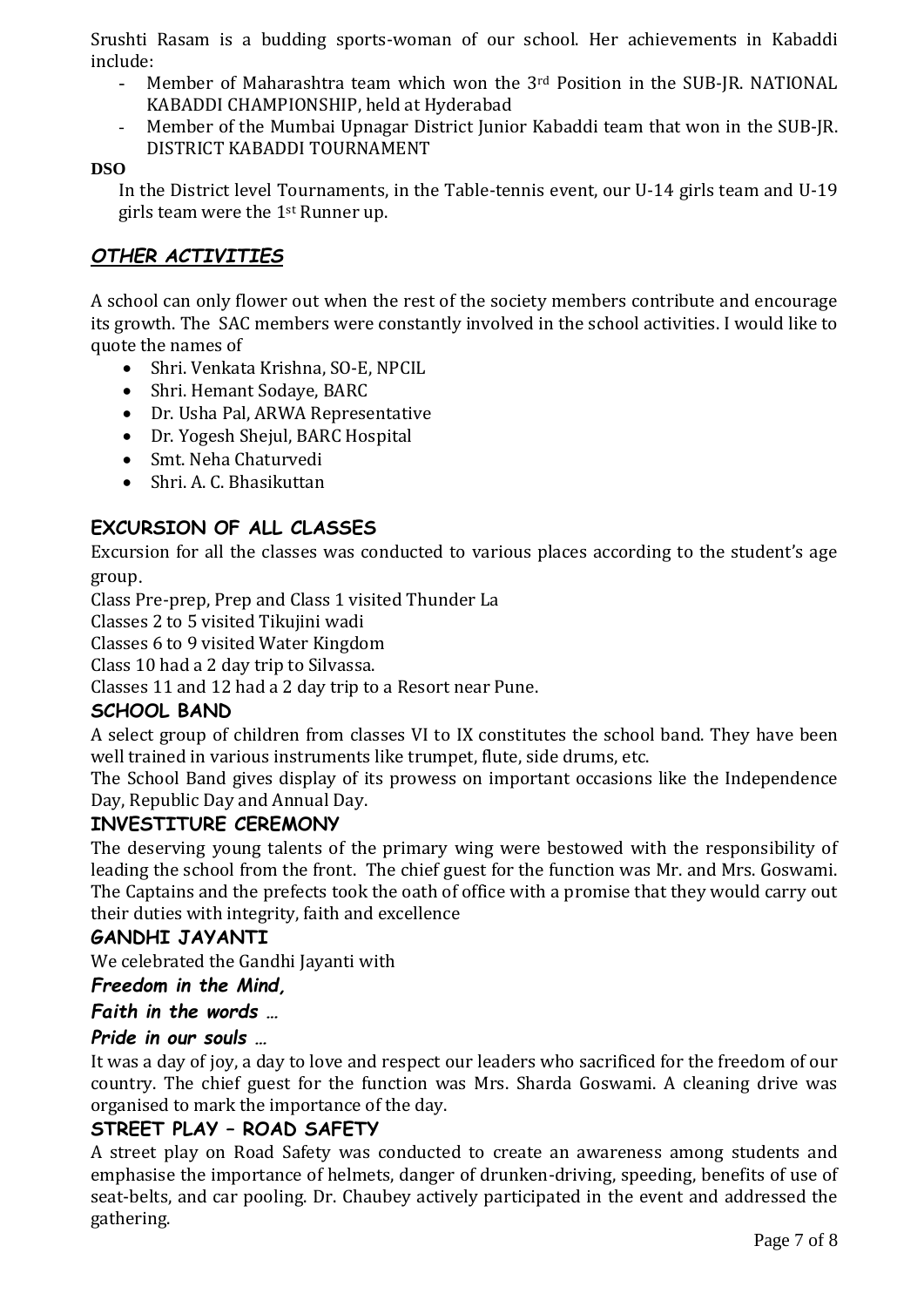Srushti Rasam is a budding sports-woman of our school. Her achievements in Kabaddi include:

- Member of Maharashtra team which won the 3rd Position in the SUB-JR. NATIONAL KABADDI CHAMPIONSHIP, held at Hyderabad
- Member of the Mumbai Upnagar District Junior Kabaddi team that won in the SUB-JR. DISTRICT KABADDI TOURNAMENT

**DSO**

In the District level Tournaments, in the Table-tennis event, our U-14 girls team and U-19 girls team were the 1st Runner up.

## *OTHER ACTIVITIES*

A school can only flower out when the rest of the society members contribute and encourage its growth. The SAC members were constantly involved in the school activities. I would like to quote the names of

- Shri. Venkata Krishna, SO-E, NPCIL
- Shri. Hemant Sodaye, BARC
- Dr. Usha Pal, ARWA Representative
- Dr. Yogesh Shejul, BARC Hospital
- Smt. Neha Chaturvedi
- Shri. A. C. Bhasikuttan

### EXCURSION OF ALL CLASSES

Excursion for all the classes was conducted to various places according to the student's age group.

Class Pre-prep, Prep and Class 1 visited Thunder La

Classes 2 to 5 visited Tikujini wadi

Classes 6 to 9 visited Water Kingdom

Class 10 had a 2 day trip to Silvassa.

Classes 11 and 12 had a 2 day trip to a Resort near Pune.

### SCHOOL BAND

A select group of children from classes VI to IX constitutes the school band. They have been well trained in various instruments like trumpet, flute, side drums, etc.

The School Band gives display of its prowess on important occasions like the Independence Day, Republic Day and Annual Day.

### INVESTITURE CEREMONY

The deserving young talents of the primary wing were bestowed with the responsibility of leading the school from the front. The chief guest for the function was Mr. and Mrs. Goswami. The Captains and the prefects took the oath of office with a promise that they would carry out their duties with integrity, faith and excellence

### GANDHI JAYANTI

We celebrated the Gandhi Jayanti with

***Freedom in the Mind,***

***Faith in the words …***

***Pride in our souls …***

It was a day of joy, a day to love and respect our leaders who sacrificed for the freedom of our country. The chief guest for the function was Mrs. Sharda Goswami. A cleaning drive was organised to mark the importance of the day.

### STREET PLAY – ROAD SAFETY

A street play on Road Safety was conducted to create an awareness among students and emphasise the importance of helmets, danger of drunken-driving, speeding, benefits of use of seat-belts, and car pooling. Dr. Chaubey actively participated in the event and addressed the gathering.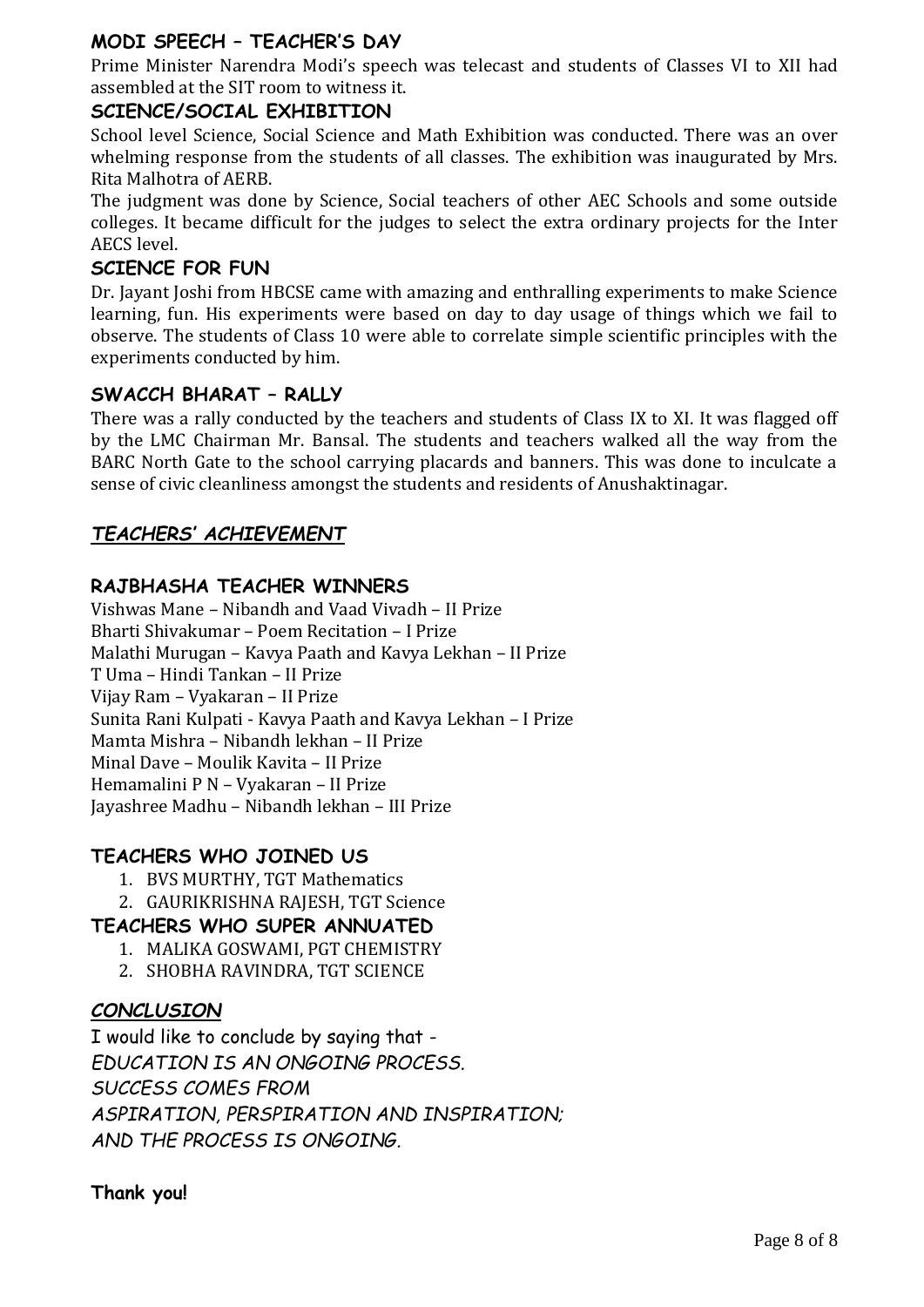### MODI SPEECH – TEACHER'S DAY

Prime Minister Narendra Modi's speech was telecast and students of Classes VI to XII had assembled at the SIT room to witness it.

### SCIENCE/SOCIAL EXHIBITION

School level Science, Social Science and Math Exhibition was conducted. There was an over whelming response from the students of all classes. The exhibition was inaugurated by Mrs. Rita Malhotra of AERB.

The judgment was done by Science, Social teachers of other AEC Schools and some outside colleges. It became difficult for the judges to select the extra ordinary projects for the Inter AECS level.

### SCIENCE FOR FUN

Dr. Jayant Joshi from HBCSE came with amazing and enthralling experiments to make Science learning, fun. His experiments were based on day to day usage of things which we fail to observe. The students of Class 10 were able to correlate simple scientific principles with the experiments conducted by him.

### SWACCH BHARAT – RALLY

There was a rally conducted by the teachers and students of Class IX to XI. It was flagged off by the LMC Chairman Mr. Bansal. The students and teachers walked all the way from the BARC North Gate to the school carrying placards and banners. This was done to inculcate a sense of civic cleanliness amongst the students and residents of Anushaktinagar.

## *TEACHERS' ACHIEVEMENT*

### RAJBHASHA TEACHER WINNERS

Vishwas Mane – Nibandh and Vaad Vivadh – II Prize
Bharti Shivakumar – Poem Recitation – I Prize
Malathi Murugan – Kavya Paath and Kavya Lekhan – II Prize
T Uma – Hindi Tankan – II Prize
Vijay Ram – Vyakaran – II Prize
Sunita Rani Kulpati - Kavya Paath and Kavya Lekhan – I Prize
Mamta Mishra – Nibandh lekhan – II Prize
Minal Dave – Moulik Kavita – II Prize
Hemamalini P N – Vyakaran – II Prize
Jayashree Madhu – Nibandh lekhan – III Prize

### TEACHERS WHO JOINED US

1. BVS MURTHY, TGT Mathematics
2. GAURIKRISHNA RAJESH, TGT Science

### TEACHERS WHO SUPER ANNUATED

1. MALIKA GOSWAMI, PGT CHEMISTRY
2. SHOBHA RAVINDRA, TGT SCIENCE

## *CONCLUSION*

I would like to conclude by saying that -
*EDUCATION IS AN ONGOING PROCESS.*
*SUCCESS COMES FROM*
*ASPIRATION, PERSPIRATION AND INSPIRATION;*
*AND THE PROCESS IS ONGOING.*

**Thank you!**